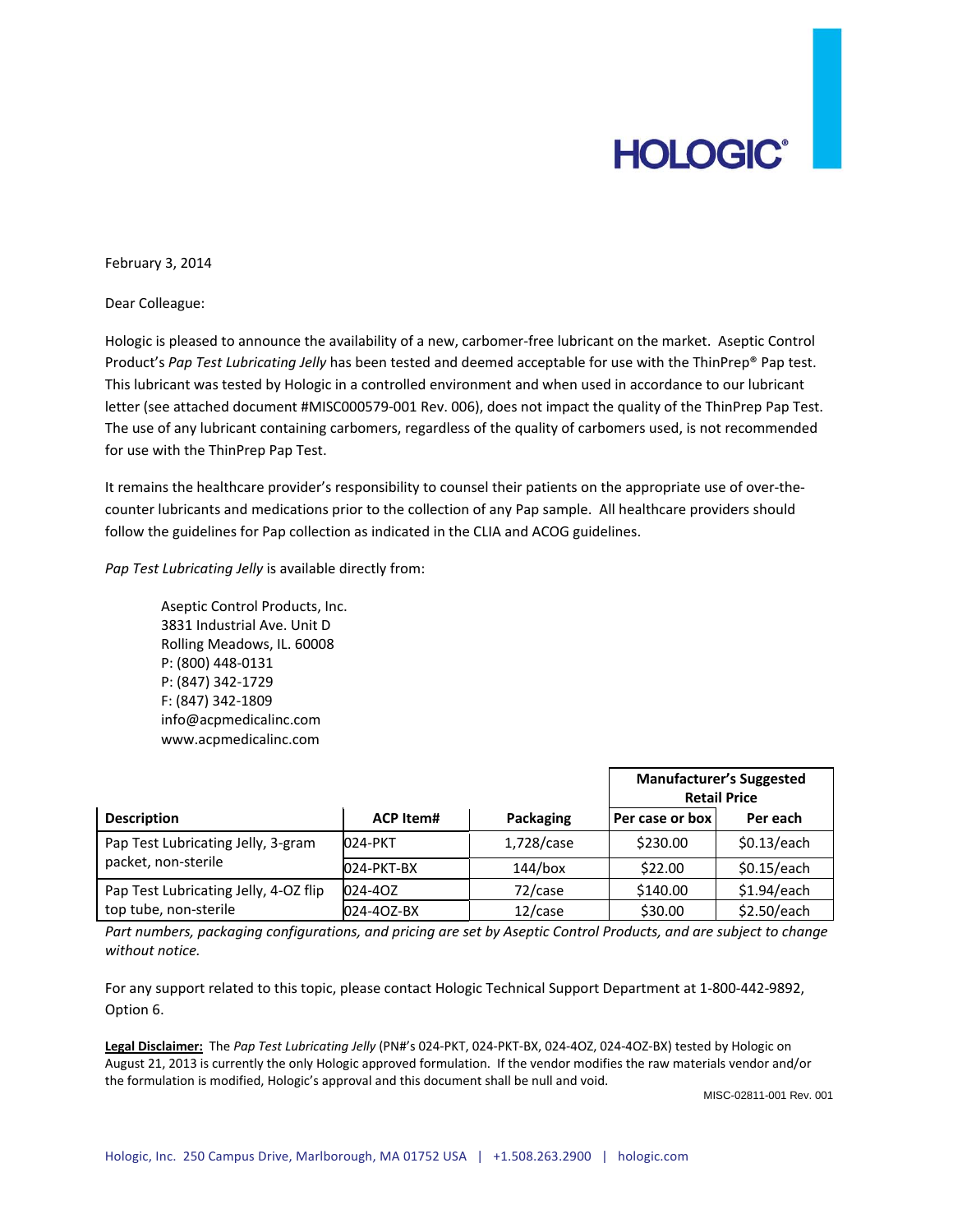HOLOGIC®

February 3, 2014

Dear Colleague:

Hologic is pleased to announce the availability of a new, carbomer-free lubricant on the market. Aseptic Control Product's *Pap Test Lubricating Jelly* has been tested and deemed acceptable for use with the ThinPrep® Pap test. This lubricant was tested by Hologic in a controlled environment and when used in accordance to our lubricant letter (see attached document #MISC000579-001 Rev. 006), does not impact the quality of the ThinPrep Pap Test. The use of any lubricant containing carbomers, regardless of the quality of carbomers used, is not recommended for use with the ThinPrep Pap Test.

It remains the healthcare provider's responsibility to counsel their patients on the appropriate use of over-the-counter lubricants and medications prior to the collection of any Pap sample. All healthcare providers should follow the guidelines for Pap collection as indicated in the CLIA and ACOG guidelines.

*Pap Test Lubricating Jelly* is available directly from:

Aseptic Control Products, Inc.
3831 Industrial Ave. Unit D
Rolling Meadows, IL. 60008
P: (800) 448-0131
P: (847) 342-1729
F: (847) 342-1809
info@acpmedicalinc.com
www.acpmedicalinc.com

| Description | ACP Item# | Packaging | Manufacturer's Suggested Retail Price | |
|---|---|---|---|---|
| | | | **Per case or box** | **Per each** |
| Pap Test Lubricating Jelly, 3-gram packet, non-sterile | 024-PKT | 1,728/case | $230.00 | $0.13/each |
| | 024-PKT-BX | 144/box | $22.00 | $0.15/each |
| Pap Test Lubricating Jelly, 4-OZ flip top tube, non-sterile | 024-4OZ | 72/case | $140.00 | $1.94/each |
| | 024-4OZ-BX | 12/case | $30.00 | $2.50/each |

*Part numbers, packaging configurations, and pricing are set by Aseptic Control Products, and are subject to change without notice.*

For any support related to this topic, please contact Hologic Technical Support Department at 1-800-442-9892, Option 6.

**Legal Disclaimer:** The *Pap Test Lubricating Jelly* (PN#'s 024-PKT, 024-PKT-BX, 024-4OZ, 024-4OZ-BX) tested by Hologic on August 21, 2013 is currently the only Hologic approved formulation. If the vendor modifies the raw materials vendor and/or the formulation is modified, Hologic's approval and this document shall be null and void.

MISC-02811-001 Rev. 001

Hologic, Inc. 250 Campus Drive, Marlborough, MA 01752 USA | +1.508.263.2900 | hologic.com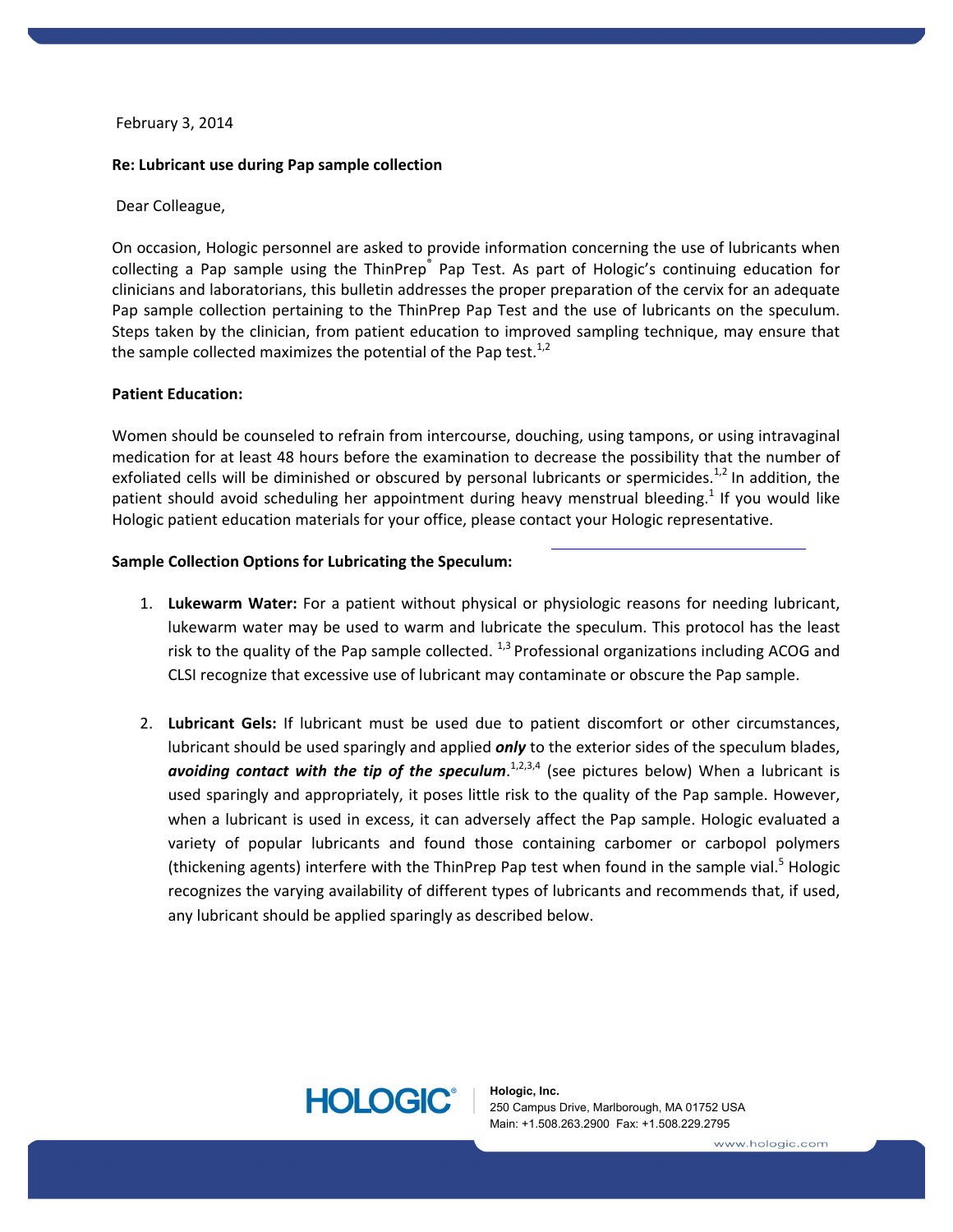February 3, 2014

**Re: Lubricant use during Pap sample collection**

Dear Colleague,

On occasion, Hologic personnel are asked to provide information concerning the use of lubricants when collecting a Pap sample using the ThinPrep® Pap Test. As part of Hologic's continuing education for clinicians and laboratorians, this bulletin addresses the proper preparation of the cervix for an adequate Pap sample collection pertaining to the ThinPrep Pap Test and the use of lubricants on the speculum. Steps taken by the clinician, from patient education to improved sampling technique, may ensure that the sample collected maximizes the potential of the Pap test.[1,2]

**Patient Education:**

Women should be counseled to refrain from intercourse, douching, using tampons, or using intravaginal medication for at least 48 hours before the examination to decrease the possibility that the number of exfoliated cells will be diminished or obscured by personal lubricants or spermicides.[1,2] In addition, the patient should avoid scheduling her appointment during heavy menstrual bleeding.[1] If you would like Hologic patient education materials for your office, please contact your Hologic representative.

**Sample Collection Options for Lubricating the Speculum:**

1. **Lukewarm Water:** For a patient without physical or physiologic reasons for needing lubricant, lukewarm water may be used to warm and lubricate the speculum. This protocol has the least risk to the quality of the Pap sample collected. [1,3] Professional organizations including ACOG and CLSI recognize that excessive use of lubricant may contaminate or obscure the Pap sample.

2. **Lubricant Gels:** If lubricant must be used due to patient discomfort or other circumstances, lubricant should be used sparingly and applied ***only*** to the exterior sides of the speculum blades, ***avoiding contact with the tip of the speculum***.[1,2,3,4] (see pictures below) When a lubricant is used sparingly and appropriately, it poses little risk to the quality of the Pap sample. However, when a lubricant is used in excess, it can adversely affect the Pap sample. Hologic evaluated a variety of popular lubricants and found those containing carbomer or carbopol polymers (thickening agents) interfere with the ThinPrep Pap test when found in the sample vial.[5] Hologic recognizes the varying availability of different types of lubricants and recommends that, if used, any lubricant should be applied sparingly as described below.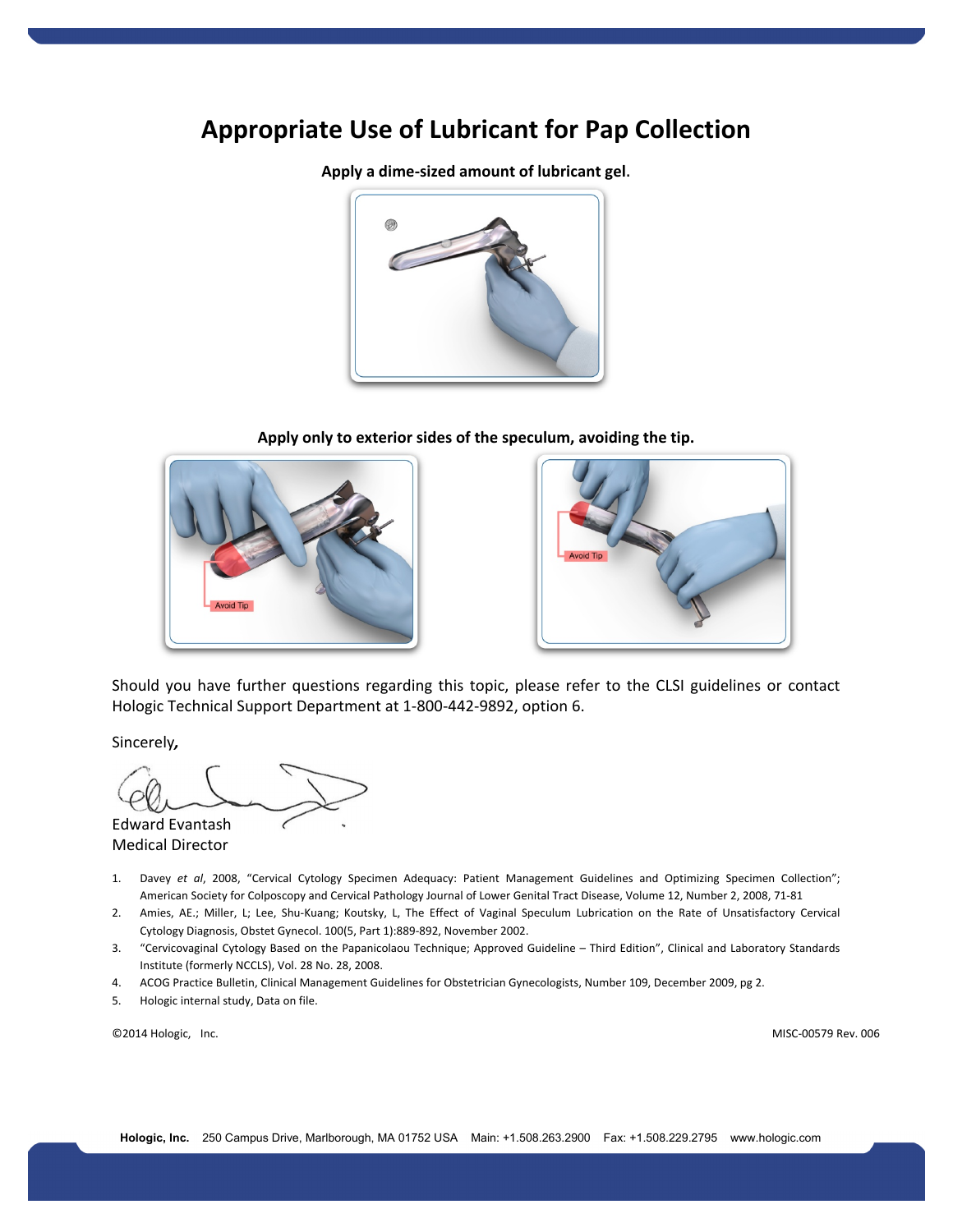# Appropriate Use of Lubricant for Pap Collection

**Apply a dime-sized amount of lubricant gel.**

**Apply only to exterior sides of the speculum, avoiding the tip.**

Avoid Tip

Avoid Tip

Should you have further questions regarding this topic, please refer to the CLSI guidelines or contact Hologic Technical Support Department at 1-800-442-9892, option 6.

Sincerely,

Edward Evantash
Medical Director

1. Davey *et al*, 2008, "Cervical Cytology Specimen Adequacy: Patient Management Guidelines and Optimizing Specimen Collection"; American Society for Colposcopy and Cervical Pathology Journal of Lower Genital Tract Disease, Volume 12, Number 2, 2008, 71-81
2. Amies, AE.; Miller, L; Lee, Shu-Kuang; Koutsky, L, The Effect of Vaginal Speculum Lubrication on the Rate of Unsatisfactory Cervical Cytology Diagnosis, Obstet Gynecol. 100(5, Part 1):889-892, November 2002.
3. "Cervicovaginal Cytology Based on the Papanicolaou Technique; Approved Guideline – Third Edition", Clinical and Laboratory Standards Institute (formerly NCCLS), Vol. 28 No. 28, 2008.
4. ACOG Practice Bulletin, Clinical Management Guidelines for Obstetrician Gynecologists, Number 109, December 2009, pg 2.
5. Hologic internal study, Data on file.

©2014 Hologic, Inc.

MISC-00579 Rev. 006

**Hologic, Inc.** 250 Campus Drive, Marlborough, MA 01752 USA Main: +1.508.263.2900 Fax: +1.508.229.2795 www.hologic.com